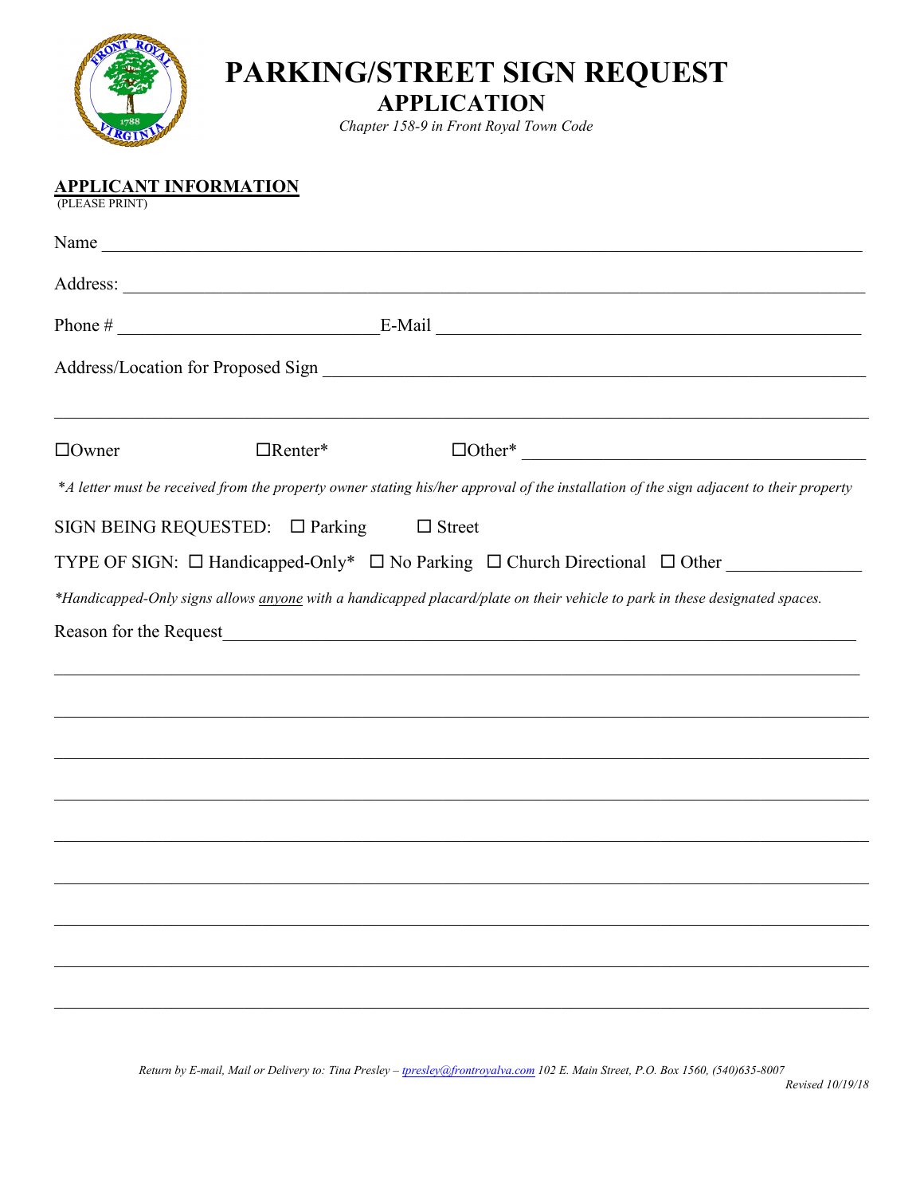# PARKING/STREET SIGN REQUEST
## APPLICATION

*Chapter 158-9 in Front Royal Town Code*

**APPLICANT INFORMATION**
(PLEASE PRINT)

Name ______________________________________________________________________________

Address: ___________________________________________________________________________

Phone # __________________________ E-Mail ___________________________________________

Address/Location for Proposed Sign ___________________________________________________

___________________________________________________________________________________

☐Owner ☐Renter* ☐Other* ________________________________

*\*A letter must be received from the property owner stating his/her approval of the installation of the sign adjacent to their property*

SIGN BEING REQUESTED: ☐ Parking ☐ Street

TYPE OF SIGN: ☐ Handicapped-Only* ☐ No Parking ☐ Church Directional ☐ Other _____________

*\*Handicapped-Only signs allows anyone with a handicapped placard/plate on their vehicle to park in these designated spaces.*

Reason for the Request_______________________________________________________________

___________________________________________________________________________________

___________________________________________________________________________________

___________________________________________________________________________________

___________________________________________________________________________________

___________________________________________________________________________________

___________________________________________________________________________________

___________________________________________________________________________________

___________________________________________________________________________________

___________________________________________________________________________________

*Return by E-mail, Mail or Delivery to: Tina Presley – tpresley@frontroyalva.com 102 E. Main Street, P.O. Box 1560, (540)635-8007*

*Revised 10/19/18*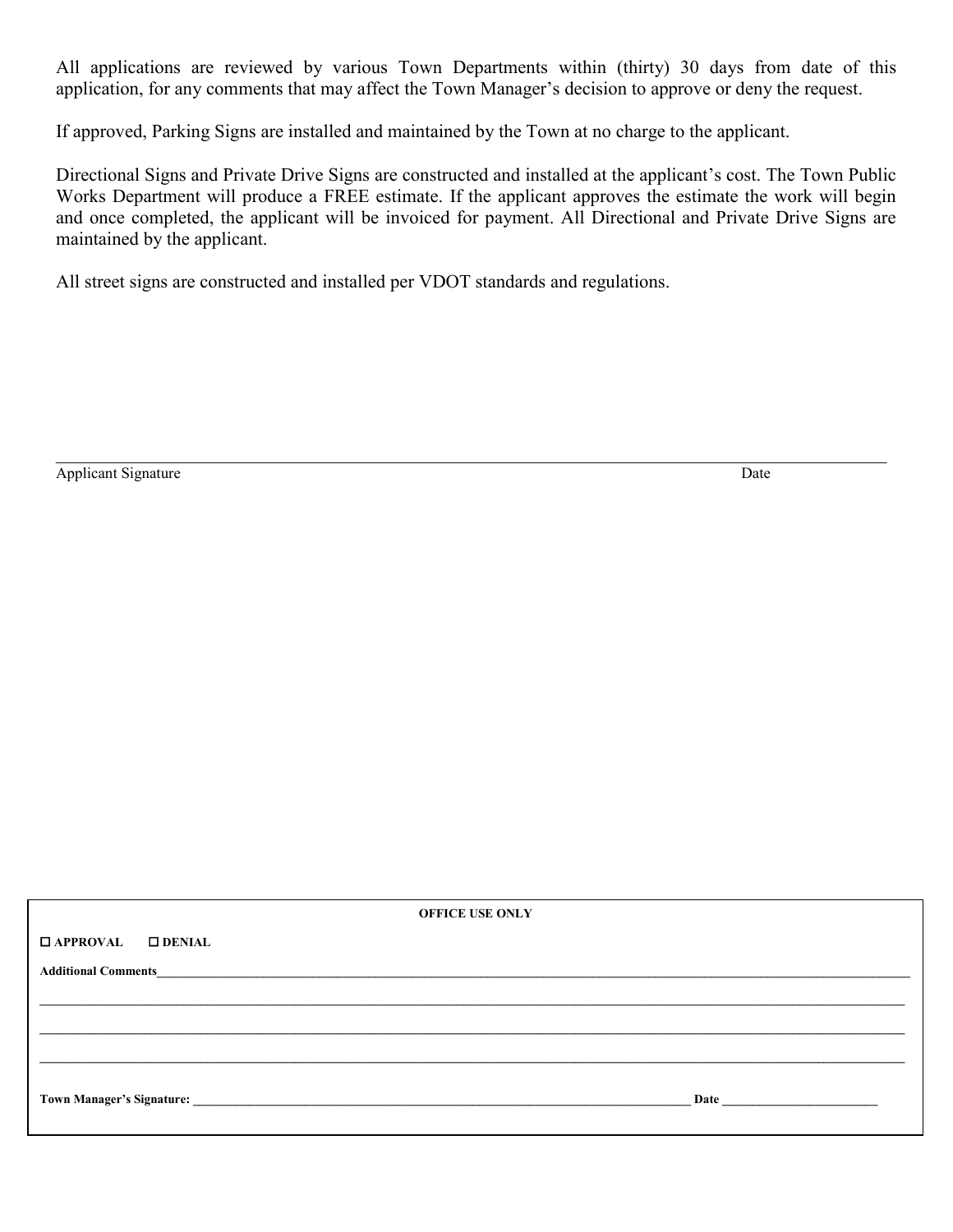All applications are reviewed by various Town Departments within (thirty) 30 days from date of this application, for any comments that may affect the Town Manager's decision to approve or deny the request.

If approved, Parking Signs are installed and maintained by the Town at no charge to the applicant.

Directional Signs and Private Drive Signs are constructed and installed at the applicant's cost. The Town Public Works Department will produce a FREE estimate. If the applicant approves the estimate the work will begin and once completed, the applicant will be invoiced for payment. All Directional and Private Drive Signs are maintained by the applicant.

All street signs are constructed and installed per VDOT standards and regulations.

_______________________________________________________________________________________________

Applicant Signature                                                                                                                                                Date

**OFFICE USE ONLY**

**☐ APPROVAL** **☐ DENIAL**

**Additional Comments**_______________________________________________________________________________________

_______________________________________________________________________________________________

_______________________________________________________________________________________________

_______________________________________________________________________________________________

**Town Manager's Signature:** _______________________________________________ **Date** ____________________